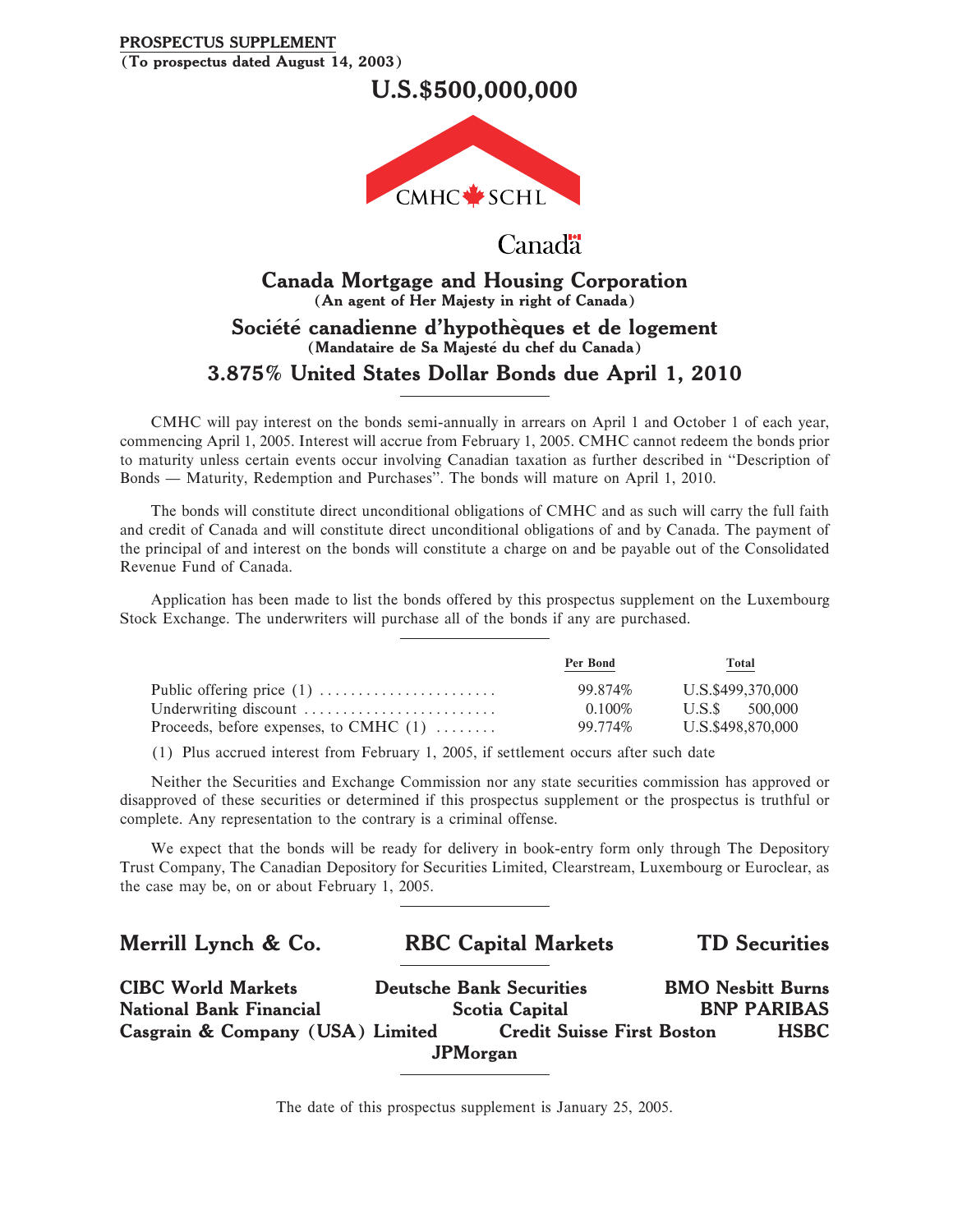**PROSPECTUS SUPPLEMENT**
**(To prospectus dated August 14, 2003)**

# U.S.$500,000,000

CMHC SCHL

Canada

## Canada Mortgage and Housing Corporation
**(An agent of Her Majesty in right of Canada)**

## Société canadienne d'hypothèques et de logement
**(Mandataire de Sa Majesté du chef du Canada)**

## 3.875% United States Dollar Bonds due April 1, 2010

CMHC will pay interest on the bonds semi-annually in arrears on April 1 and October 1 of each year, commencing April 1, 2005. Interest will accrue from February 1, 2005. CMHC cannot redeem the bonds prior to maturity unless certain events occur involving Canadian taxation as further described in "Description of Bonds — Maturity, Redemption and Purchases". The bonds will mature on April 1, 2010.

The bonds will constitute direct unconditional obligations of CMHC and as such will carry the full faith and credit of Canada and will constitute direct unconditional obligations of and by Canada. The payment of the principal of and interest on the bonds will constitute a charge on and be payable out of the Consolidated Revenue Fund of Canada.

Application has been made to list the bonds offered by this prospectus supplement on the Luxembourg Stock Exchange. The underwriters will purchase all of the bonds if any are purchased.

| | Per Bond | Total |
|---|---|---|
| Public offering price (1) | 99.874% | U.S.$499,370,000 |
| Underwriting discount | 0.100% | U.S.$ 500,000 |
| Proceeds, before expenses, to CMHC (1) | 99.774% | U.S.$498,870,000 |

(1) Plus accrued interest from February 1, 2005, if settlement occurs after such date

Neither the Securities and Exchange Commission nor any state securities commission has approved or disapproved of these securities or determined if this prospectus supplement or the prospectus is truthful or complete. Any representation to the contrary is a criminal offense.

We expect that the bonds will be ready for delivery in book-entry form only through The Depository Trust Company, The Canadian Depository for Securities Limited, Clearstream, Luxembourg or Euroclear, as the case may be, on or about February 1, 2005.

**Merrill Lynch & Co.** **RBC Capital Markets** **TD Securities**

**CIBC World Markets** **Deutsche Bank Securities** **BMO Nesbitt Burns**
**National Bank Financial** **Scotia Capital** **BNP PARIBAS**
**Casgrain & Company (USA) Limited** **Credit Suisse First Boston** **HSBC**
**JPMorgan**

The date of this prospectus supplement is January 25, 2005.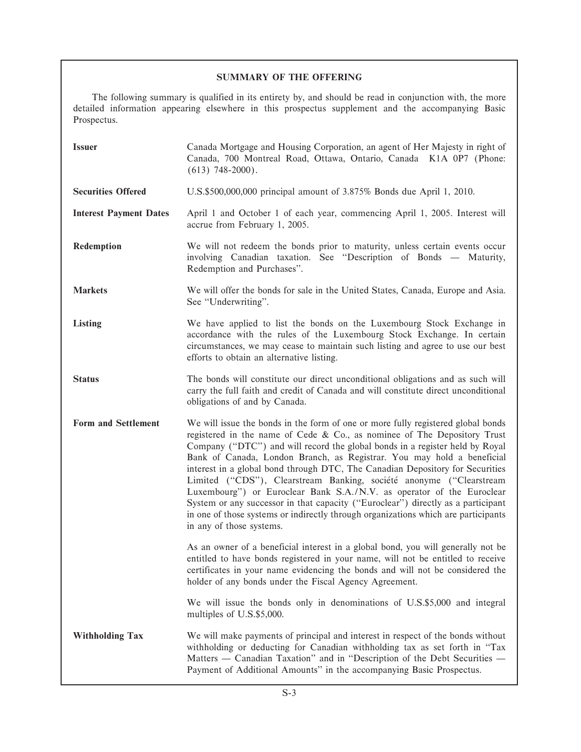## SUMMARY OF THE OFFERING

The following summary is qualified in its entirety by, and should be read in conjunction with, the more detailed information appearing elsewhere in this prospectus supplement and the accompanying Basic Prospectus.

**Issuer**

Canada Mortgage and Housing Corporation, an agent of Her Majesty in right of Canada, 700 Montreal Road, Ottawa, Ontario, Canada K1A 0P7 (Phone: (613) 748-2000).

**Securities Offered**

U.S.$500,000,000 principal amount of 3.875% Bonds due April 1, 2010.

**Interest Payment Dates**

April 1 and October 1 of each year, commencing April 1, 2005. Interest will accrue from February 1, 2005.

**Redemption**

We will not redeem the bonds prior to maturity, unless certain events occur involving Canadian taxation. See "Description of Bonds — Maturity, Redemption and Purchases".

**Markets**

We will offer the bonds for sale in the United States, Canada, Europe and Asia. See "Underwriting".

**Listing**

We have applied to list the bonds on the Luxembourg Stock Exchange in accordance with the rules of the Luxembourg Stock Exchange. In certain circumstances, we may cease to maintain such listing and agree to use our best efforts to obtain an alternative listing.

**Status**

The bonds will constitute our direct unconditional obligations and as such will carry the full faith and credit of Canada and will constitute direct unconditional obligations of and by Canada.

**Form and Settlement**

We will issue the bonds in the form of one or more fully registered global bonds registered in the name of Cede & Co., as nominee of The Depository Trust Company ("DTC") and will record the global bonds in a register held by Royal Bank of Canada, London Branch, as Registrar. You may hold a beneficial interest in a global bond through DTC, The Canadian Depository for Securities Limited ("CDS"), Clearstream Banking, société anonyme ("Clearstream Luxembourg") or Euroclear Bank S.A./N.V. as operator of the Euroclear System or any successor in that capacity ("Euroclear") directly as a participant in one of those systems or indirectly through organizations which are participants in any of those systems.

As an owner of a beneficial interest in a global bond, you will generally not be entitled to have bonds registered in your name, will not be entitled to receive certificates in your name evidencing the bonds and will not be considered the holder of any bonds under the Fiscal Agency Agreement.

We will issue the bonds only in denominations of U.S.$5,000 and integral multiples of U.S.$5,000.

**Withholding Tax**

We will make payments of principal and interest in respect of the bonds without withholding or deducting for Canadian withholding tax as set forth in "Tax Matters — Canadian Taxation" and in "Description of the Debt Securities — Payment of Additional Amounts" in the accompanying Basic Prospectus.